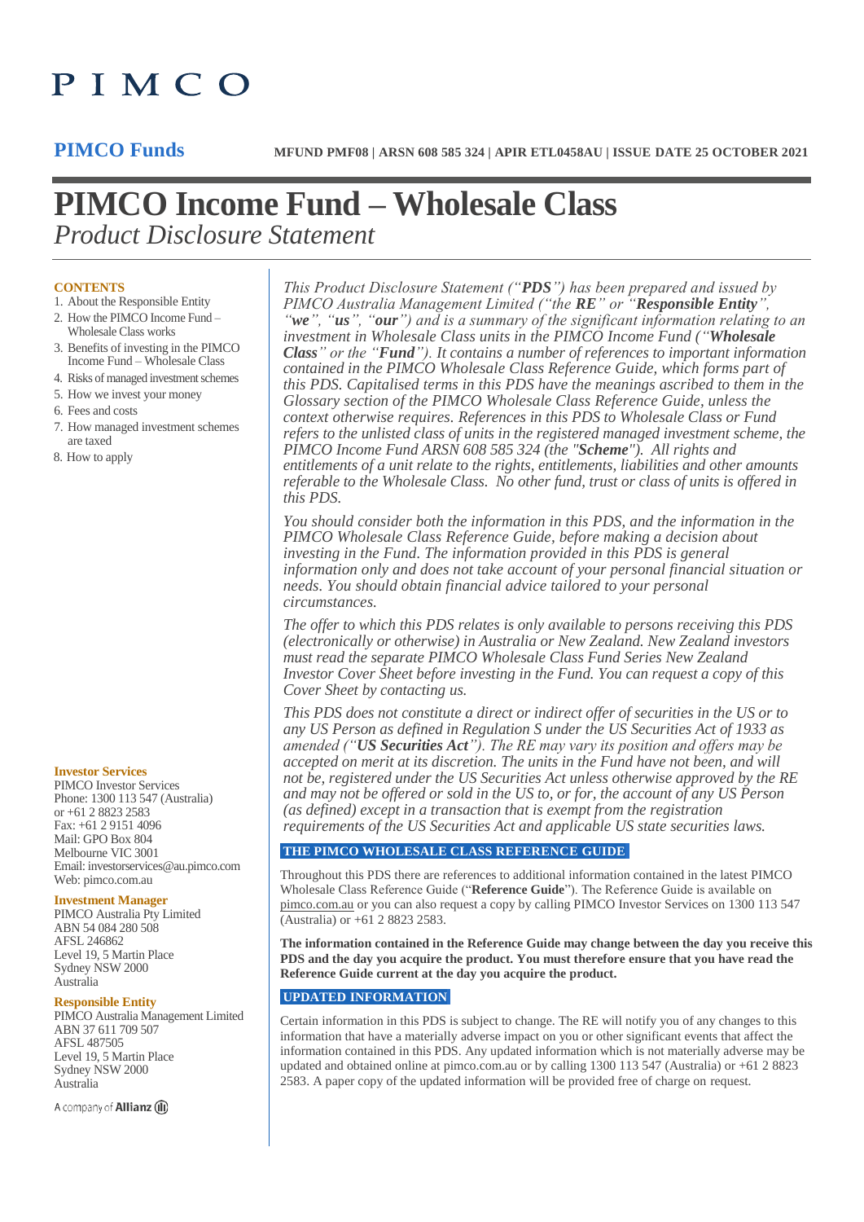PIMCO

**PIMCO Funds**

**MFUND PMF08 | ARSN 608 585 324 | APIR ETL0458AU | ISSUE DATE 25 OCTOBER 2021**

# PIMCO Income Fund – Wholesale Class

*Product Disclosure Statement*

**CONTENTS**

1. About the Responsible Entity
2. How the PIMCO Income Fund – Wholesale Class works
3. Benefits of investing in the PIMCO Income Fund – Wholesale Class
4. Risks of managed investment schemes
5. How we invest your money
6. Fees and costs
7. How managed investment schemes are taxed
8. How to apply

**Investor Services**
PIMCO Investor Services
Phone: 1300 113 547 (Australia) or +61 2 8823 2583
Fax: +61 2 9151 4096
Mail: GPO Box 804
Melbourne VIC 3001
Email: investorservices@au.pimco.com
Web: pimco.com.au

**Investment Manager**
PIMCO Australia Pty Limited
ABN 54 084 280 508
AFSL 246862
Level 19, 5 Martin Place
Sydney NSW 2000
Australia

**Responsible Entity**
PIMCO Australia Management Limited
ABN 37 611 709 507
AFSL 487505
Level 19, 5 Martin Place
Sydney NSW 2000
Australia

A company of Allianz

*This Product Disclosure Statement ("**PDS**") has been prepared and issued by PIMCO Australia Management Limited ("the **RE**" or "**Responsible Entity**", "**we**", "**us**", "**our**") and is a summary of the significant information relating to an investment in Wholesale Class units in the PIMCO Income Fund ("**Wholesale Class**" or the "**Fund**"). It contains a number of references to important information contained in the PIMCO Wholesale Class Reference Guide, which forms part of this PDS. Capitalised terms in this PDS have the meanings ascribed to them in the Glossary section of the PIMCO Wholesale Class Reference Guide, unless the context otherwise requires. References in this PDS to Wholesale Class or Fund refers to the unlisted class of units in the registered managed investment scheme, the PIMCO Income Fund ARSN 608 585 324 (the "**Scheme**"). All rights and entitlements of a unit relate to the rights, entitlements, liabilities and other amounts referable to the Wholesale Class. No other fund, trust or class of units is offered in this PDS.*

*You should consider both the information in this PDS, and the information in the PIMCO Wholesale Class Reference Guide, before making a decision about investing in the Fund. The information provided in this PDS is general information only and does not take account of your personal financial situation or needs. You should obtain financial advice tailored to your personal circumstances.*

*The offer to which this PDS relates is only available to persons receiving this PDS (electronically or otherwise) in Australia or New Zealand. New Zealand investors must read the separate PIMCO Wholesale Class Fund Series New Zealand Investor Cover Sheet before investing in the Fund. You can request a copy of this Cover Sheet by contacting us.*

*This PDS does not constitute a direct or indirect offer of securities in the US or to any US Person as defined in Regulation S under the US Securities Act of 1933 as amended ("**US Securities Act**"). The RE may vary its position and offers may be accepted on merit at its discretion. The units in the Fund have not been, and will not be, registered under the US Securities Act unless otherwise approved by the RE and may not be offered or sold in the US to, or for, the account of any US Person (as defined) except in a transaction that is exempt from the registration requirements of the US Securities Act and applicable US state securities laws.*

## THE PIMCO WHOLESALE CLASS REFERENCE GUIDE

Throughout this PDS there are references to additional information contained in the latest PIMCO Wholesale Class Reference Guide ("**Reference Guide**"). The Reference Guide is available on pimco.com.au or you can also request a copy by calling PIMCO Investor Services on 1300 113 547 (Australia) or +61 2 8823 2583.

**The information contained in the Reference Guide may change between the day you receive this PDS and the day you acquire the product. You must therefore ensure that you have read the Reference Guide current at the day you acquire the product.**

## UPDATED INFORMATION

Certain information in this PDS is subject to change. The RE will notify you of any changes to this information that have a materially adverse impact on you or other significant events that affect the information contained in this PDS. Any updated information which is not materially adverse may be updated and obtained online at pimco.com.au or by calling 1300 113 547 (Australia) or +61 2 8823 2583. A paper copy of the updated information will be provided free of charge on request.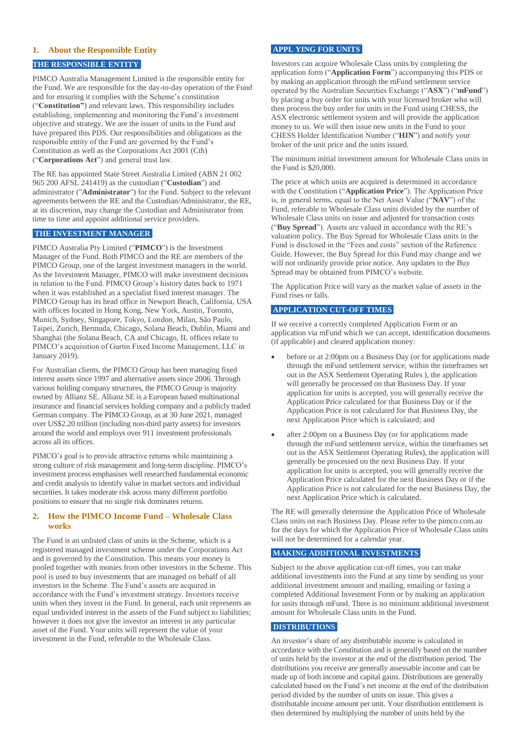## 1. About the Responsible Entity

### THE RESPONSIBLE ENTITY

PIMCO Australia Management Limited is the responsible entity for the Fund. We are responsible for the day-to-day operation of the Fund and for ensuring it complies with the Scheme's constitution (“**Constitution”**) and relevant laws. This responsibility includes establishing, implementing and monitoring the Fund's investment objective and strategy. We are the issuer of units in the Fund and have prepared this PDS. Our responsibilities and obligations as the responsible entity of the Fund are governed by the Fund's Constitution as well as the Corporations Act 2001 (Cth) (“**Corporations Act**”) and general trust law.

The RE has appointed State Street Australia Limited (ABN 21 002 965 200 AFSL 241419) as the custodian ("**Custodian**") and administrator ("**Administrator**") for the Fund. Subject to the relevant agreements between the RE and the Custodian/Administrator, the RE, at its discretion, may change the Custodian and Administrator from time to time and appoint additional service providers.

### THE INVESTMENT MANAGER

PIMCO Australia Pty Limited ("**PIMCO**") is the Investment Manager of the Fund. Both PIMCO and the RE are members of the PIMCO Group, one of the largest investment managers in the world. As the Investment Manager, PIMCO will make investment decisions in relation to the Fund. PIMCO Group's history dates back to 1971 when it was established as a specialist fixed interest manager. The PIMCO Group has its head office in Newport Beach, California, USA with offices located in Hong Kong, New York, Austin, Toronto, Munich, Sydney, Singapore, Tokyo, London, Milan, São Paulo, Taipei, Zurich, Bermuda, Chicago, Solana Beach, Dublin, Miami and Shanghai (the Solana Beach, CA and Chicago, IL offices relate to PIMCO's acquisition of Gurtin Fixed Income Management, LLC in January 2019).

For Australian clients, the PIMCO Group has been managing fixed interest assets since 1997 and alternative assets since 2006. Through various holding company structures, the PIMCO Group is majority owned by Allianz SE. Allianz SE is a European based multinational insurance and financial services holding company and a publicly traded German company. The PIMCO Group, as at 30 June 2021, managed over US$2.20 trillion (including non-third party assets) for investors around the world and employs over 911 investment professionals across all its offices.

PIMCO's goal is to provide attractive returns while maintaining a strong culture of risk management and long-term discipline. PIMCO's investment process emphasises well researched fundamental economic and credit analysis to identify value in market sectors and individual securities. It takes moderate risk across many different portfolio positions to ensure that no single risk dominates returns.

## 2. How the PIMCO Income Fund – Wholesale Class works

The Fund is an unlisted class of units in the Scheme, which is a registered managed investment scheme under the Corporations Act and is governed by the Constitution. This means your money is pooled together with monies from other investors in the Scheme. This pool is used to buy investments that are managed on behalf of all investors in the Scheme. The Fund's assets are acquired in accordance with the Fund's investment strategy. Investors receive units when they invest in the Fund. In general, each unit represents an equal undivided interest in the assets of the Fund subject to liabilities; however it does not give the investor an interest in any particular asset of the Fund. Your units will represent the value of your investment in the Fund, referable to the Wholesale Class.

### APPLYING FOR UNITS

Investors can acquire Wholesale Class units by completing the application form (“**Application Form**”) accompanying this PDS or by making an application through the mFund settlement service operated by the Australian Securities Exchange (“**ASX**”) (“**mFund**”) by placing a buy order for units with your licensed broker who will then process the buy order for units in the Fund using CHESS, the ASX electronic settlement system and will provide the application money to us. We will then issue new units in the Fund to your CHESS Holder Identification Number (“**HIN**”) and notify your broker of the unit price and the units issued.

The minimum initial investment amount for Wholesale Class units in the Fund is $20,000.

The price at which units are acquired is determined in accordance with the Constitution (“**Application Price**”). The Application Price is, in general terms, equal to the Net Asset Value (“**NAV**”) of the Fund, referable to Wholesale Class units divided by the number of Wholesale Class units on issue and adjusted for transaction costs (“**Buy Spread**”). Assets are valued in accordance with the RE's valuation policy. The Buy Spread for Wholesale Class units in the Fund is disclosed in the “Fees and costs” section of the Reference Guide. However, the Buy Spread for this Fund may change and we will not ordinarily provide prior notice. Any updates to the Buy Spread may be obtained from PIMCO's website.

The Application Price will vary as the market value of assets in the Fund rises or falls.

### APPLICATION CUT-OFF TIMES

If we receive a correctly completed Application Form or an application via mFund which we can accept, identification documents (if applicable) and cleared application money:

- before or at 2:00pm on a Business Day (or for applications made through the mFund settlement service, within the timeframes set out in the ASX Settlement Operating Rules ), the application will generally be processed on that Business Day. If your application for units is accepted, you will generally receive the Application Price calculated for that Business Day or if the Application Price is not calculated for that Business Day, the next Application Price which is calculated; and
- after 2:00pm on a Business Day (or for applications made through the mFund settlement service, within the timeframes set out in the ASX Settlement Operating Rules), the application will generally be processed on the next Business Day. If your application for units is accepted, you will generally receive the Application Price calculated for the next Business Day or if the Application Price is not calculated for the next Business Day, the next Application Price which is calculated.

The RE will generally determine the Application Price of Wholesale Class units on each Business Day. Please refer to the pimco.com.au for the days for which the Application Price of Wholesale Class units will not be determined for a calendar year.

### MAKING ADDITIONAL INVESTMENTS

Subject to the above application cut-off times, you can make additional investments into the Fund at any time by sending us your additional investment amount and mailing, emailing or faxing a completed Additional Investment Form or by making an application for units through mFund. There is no minimum additional investment amount for Wholesale Class units in the Fund.

### DISTRIBUTIONS

An investor's share of any distributable income is calculated in accordance with the Constitution and is generally based on the number of units held by the investor at the end of the distribution period. The distributions you receive are generally assessable income and can be made up of both income and capital gains. Distributions are generally calculated based on the Fund's net income at the end of the distribution period divided by the number of units on issue. This gives a distributable income amount per unit. Your distribution entitlement is then determined by multiplying the number of units held by the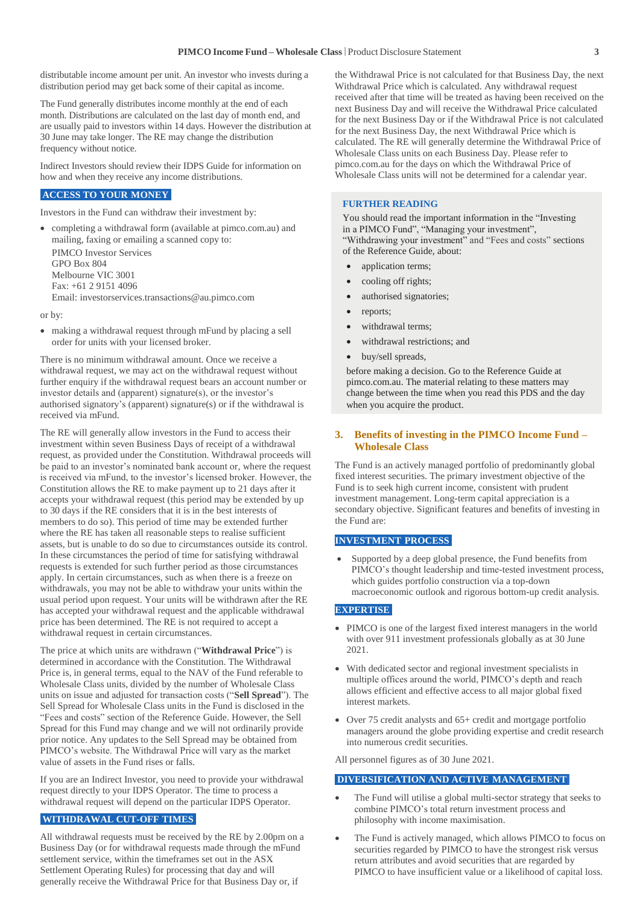distributable income amount per unit. An investor who invests during a distribution period may get back some of their capital as income.

The Fund generally distributes income monthly at the end of each month. Distributions are calculated on the last day of month end, and are usually paid to investors within 14 days. However the distribution at 30 June may take longer. The RE may change the distribution frequency without notice.

Indirect Investors should review their IDPS Guide for information on how and when they receive any income distributions.

### ACCESS TO YOUR MONEY

Investors in the Fund can withdraw their investment by:

- completing a withdrawal form (available at pimco.com.au) and mailing, faxing or emailing a scanned copy to:
  PIMCO Investor Services
  GPO Box 804
  Melbourne VIC 3001
  Fax: +61 2 9151 4096
  Email: investorservices.transactions@au.pimco.com

or by:

- making a withdrawal request through mFund by placing a sell order for units with your licensed broker.

There is no minimum withdrawal amount. Once we receive a withdrawal request, we may act on the withdrawal request without further enquiry if the withdrawal request bears an account number or investor details and (apparent) signature(s), or the investor's authorised signatory's (apparent) signature(s) or if the withdrawal is received via mFund.

The RE will generally allow investors in the Fund to access their investment within seven Business Days of receipt of a withdrawal request, as provided under the Constitution. Withdrawal proceeds will be paid to an investor's nominated bank account or, where the request is received via mFund, to the investor's licensed broker. However, the Constitution allows the RE to make payment up to 21 days after it accepts your withdrawal request (this period may be extended by up to 30 days if the RE considers that it is in the best interests of members to do so). This period of time may be extended further where the RE has taken all reasonable steps to realise sufficient assets, but is unable to do so due to circumstances outside its control. In these circumstances the period of time for satisfying withdrawal requests is extended for such further period as those circumstances apply. In certain circumstances, such as when there is a freeze on withdrawals, you may not be able to withdraw your units within the usual period upon request. Your units will be withdrawn after the RE has accepted your withdrawal request and the applicable withdrawal price has been determined. The RE is not required to accept a withdrawal request in certain circumstances.

The price at which units are withdrawn ("**Withdrawal Price**") is determined in accordance with the Constitution. The Withdrawal Price is, in general terms, equal to the NAV of the Fund referable to Wholesale Class units, divided by the number of Wholesale Class units on issue and adjusted for transaction costs ("**Sell Spread**"). The Sell Spread for Wholesale Class units in the Fund is disclosed in the "Fees and costs" section of the Reference Guide. However, the Sell Spread for this Fund may change and we will not ordinarily provide prior notice. Any updates to the Sell Spread may be obtained from PIMCO's website. The Withdrawal Price will vary as the market value of assets in the Fund rises or falls.

If you are an Indirect Investor, you need to provide your withdrawal request directly to your IDPS Operator. The time to process a withdrawal request will depend on the particular IDPS Operator.

### WITHDRAWAL CUT-OFF TIMES

All withdrawal requests must be received by the RE by 2.00pm on a Business Day (or for withdrawal requests made through the mFund settlement service, within the timeframes set out in the ASX Settlement Operating Rules) for processing that day and will generally receive the Withdrawal Price for that Business Day or, if the Withdrawal Price is not calculated for that Business Day, the next Withdrawal Price which is calculated. Any withdrawal request received after that time will be treated as having been received on the next Business Day and will receive the Withdrawal Price calculated for the next Business Day or if the Withdrawal Price is not calculated for the next Business Day, the next Withdrawal Price which is calculated. The RE will generally determine the Withdrawal Price of Wholesale Class units on each Business Day. Please refer to pimco.com.au for the days on which the Withdrawal Price of Wholesale Class units will not be determined for a calendar year.

### FURTHER READING

You should read the important information in the "Investing in a PIMCO Fund", "Managing your investment", "Withdrawing your investment" and "Fees and costs" sections of the Reference Guide, about:

- application terms;
- cooling off rights;
- authorised signatories;
- reports;
- withdrawal terms;
- withdrawal restrictions; and
- buy/sell spreads,

before making a decision. Go to the Reference Guide at pimco.com.au. The material relating to these matters may change between the time when you read this PDS and the day when you acquire the product.

## 3. Benefits of investing in the PIMCO Income Fund – Wholesale Class

The Fund is an actively managed portfolio of predominantly global fixed interest securities. The primary investment objective of the Fund is to seek high current income, consistent with prudent investment management. Long-term capital appreciation is a secondary objective. Significant features and benefits of investing in the Fund are:

### INVESTMENT PROCESS

- Supported by a deep global presence, the Fund benefits from PIMCO's thought leadership and time-tested investment process, which guides portfolio construction via a top-down macroeconomic outlook and rigorous bottom-up credit analysis.

### EXPERTISE

- PIMCO is one of the largest fixed interest managers in the world with over 911 investment professionals globally as at 30 June 2021.
- With dedicated sector and regional investment specialists in multiple offices around the world, PIMCO's depth and reach allows efficient and effective access to all major global fixed interest markets.
- Over 75 credit analysts and 65+ credit and mortgage portfolio managers around the globe providing expertise and credit research into numerous credit securities.

All personnel figures as of 30 June 2021.

### DIVERSIFICATION AND ACTIVE MANAGEMENT

- The Fund will utilise a global multi-sector strategy that seeks to combine PIMCO's total return investment process and philosophy with income maximisation.
- The Fund is actively managed, which allows PIMCO to focus on securities regarded by PIMCO to have the strongest risk versus return attributes and avoid securities that are regarded by PIMCO to have insufficient value or a likelihood of capital loss.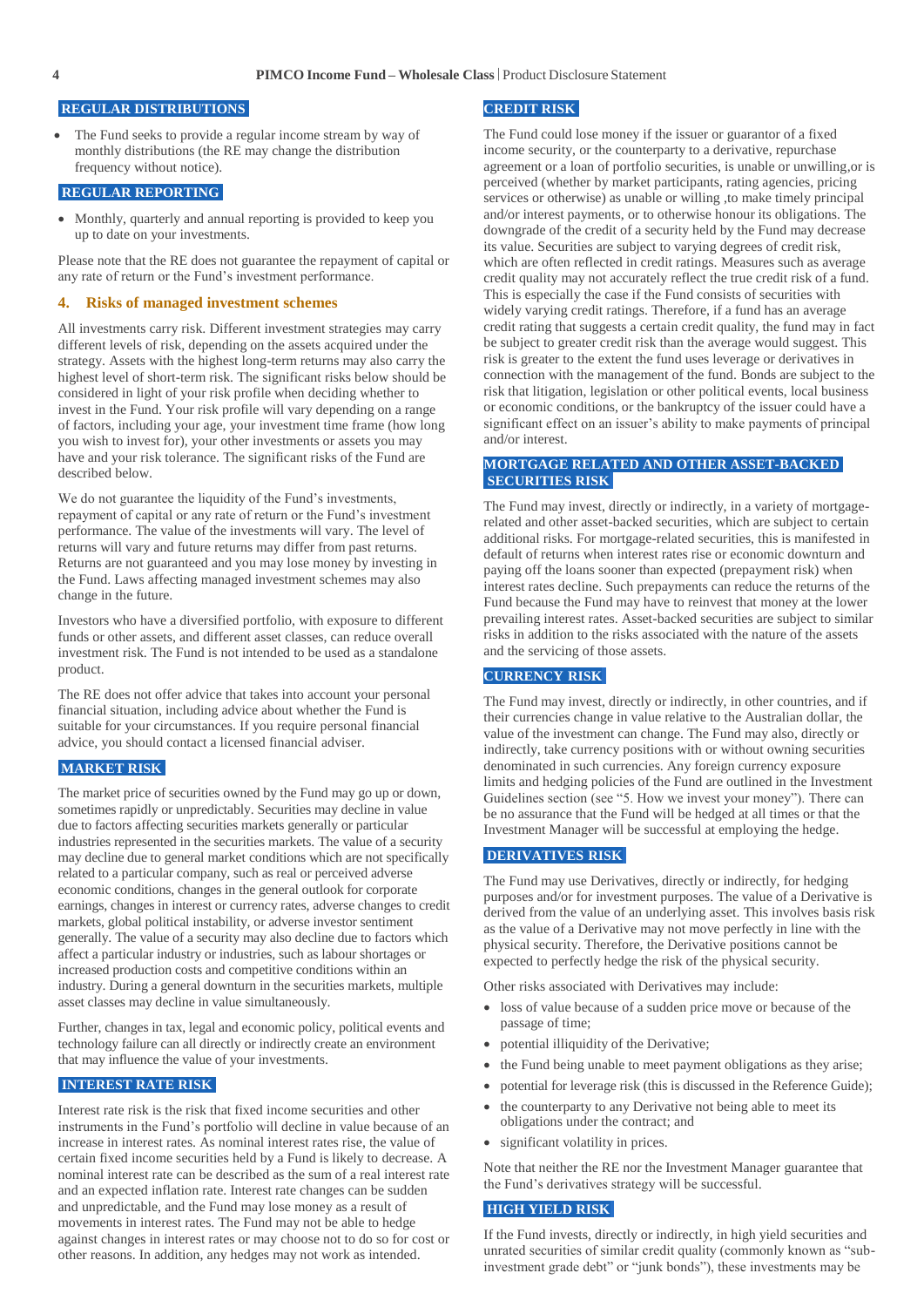### REGULAR DISTRIBUTIONS

- The Fund seeks to provide a regular income stream by way of monthly distributions (the RE may change the distribution frequency without notice).

### REGULAR REPORTING

- Monthly, quarterly and annual reporting is provided to keep you up to date on your investments.

Please note that the RE does not guarantee the repayment of capital or any rate of return or the Fund's investment performance.

## 4. Risks of managed investment schemes

All investments carry risk. Different investment strategies may carry different levels of risk, depending on the assets acquired under the strategy. Assets with the highest long-term returns may also carry the highest level of short-term risk. The significant risks below should be considered in light of your risk profile when deciding whether to invest in the Fund. Your risk profile will vary depending on a range of factors, including your age, your investment time frame (how long you wish to invest for), your other investments or assets you may have and your risk tolerance. The significant risks of the Fund are described below.

We do not guarantee the liquidity of the Fund's investments, repayment of capital or any rate of return or the Fund's investment performance. The value of the investments will vary. The level of returns will vary and future returns may differ from past returns. Returns are not guaranteed and you may lose money by investing in the Fund. Laws affecting managed investment schemes may also change in the future.

Investors who have a diversified portfolio, with exposure to different funds or other assets, and different asset classes, can reduce overall investment risk. The Fund is not intended to be used as a standalone product.

The RE does not offer advice that takes into account your personal financial situation, including advice about whether the Fund is suitable for your circumstances. If you require personal financial advice, you should contact a licensed financial adviser.

### MARKET RISK

The market price of securities owned by the Fund may go up or down, sometimes rapidly or unpredictably. Securities may decline in value due to factors affecting securities markets generally or particular industries represented in the securities markets. The value of a security may decline due to general market conditions which are not specifically related to a particular company, such as real or perceived adverse economic conditions, changes in the general outlook for corporate earnings, changes in interest or currency rates, adverse changes to credit markets, global political instability, or adverse investor sentiment generally. The value of a security may also decline due to factors which affect a particular industry or industries, such as labour shortages or increased production costs and competitive conditions within an industry. During a general downturn in the securities markets, multiple asset classes may decline in value simultaneously.

Further, changes in tax, legal and economic policy, political events and technology failure can all directly or indirectly create an environment that may influence the value of your investments.

### INTEREST RATE RISK

Interest rate risk is the risk that fixed income securities and other instruments in the Fund's portfolio will decline in value because of an increase in interest rates. As nominal interest rates rise, the value of certain fixed income securities held by a Fund is likely to decrease. A nominal interest rate can be described as the sum of a real interest rate and an expected inflation rate. Interest rate changes can be sudden and unpredictable, and the Fund may lose money as a result of movements in interest rates. The Fund may not be able to hedge against changes in interest rates or may choose not to do so for cost or other reasons. In addition, any hedges may not work as intended.

### CREDIT RISK

The Fund could lose money if the issuer or guarantor of a fixed income security, or the counterparty to a derivative, repurchase agreement or a loan of portfolio securities, is unable or unwilling,or is perceived (whether by market participants, rating agencies, pricing services or otherwise) as unable or willing ,to make timely principal and/or interest payments, or to otherwise honour its obligations. The downgrade of the credit of a security held by the Fund may decrease its value. Securities are subject to varying degrees of credit risk, which are often reflected in credit ratings. Measures such as average credit quality may not accurately reflect the true credit risk of a fund. This is especially the case if the Fund consists of securities with widely varying credit ratings. Therefore, if a fund has an average credit rating that suggests a certain credit quality, the fund may in fact be subject to greater credit risk than the average would suggest. This risk is greater to the extent the fund uses leverage or derivatives in connection with the management of the fund. Bonds are subject to the risk that litigation, legislation or other political events, local business or economic conditions, or the bankruptcy of the issuer could have a significant effect on an issuer's ability to make payments of principal and/or interest.

### MORTGAGE RELATED AND OTHER ASSET-BACKED SECURITIES RISK

The Fund may invest, directly or indirectly, in a variety of mortgage-related and other asset-backed securities, which are subject to certain additional risks. For mortgage-related securities, this is manifested in default of returns when interest rates rise or economic downturn and paying off the loans sooner than expected (prepayment risk) when interest rates decline. Such prepayments can reduce the returns of the Fund because the Fund may have to reinvest that money at the lower prevailing interest rates. Asset-backed securities are subject to similar risks in addition to the risks associated with the nature of the assets and the servicing of those assets.

### CURRENCY RISK

The Fund may invest, directly or indirectly, in other countries, and if their currencies change in value relative to the Australian dollar, the value of the investment can change. The Fund may also, directly or indirectly, take currency positions with or without owning securities denominated in such currencies. Any foreign currency exposure limits and hedging policies of the Fund are outlined in the Investment Guidelines section (see "5. How we invest your money"). There can be no assurance that the Fund will be hedged at all times or that the Investment Manager will be successful at employing the hedge.

### DERIVATIVES RISK

The Fund may use Derivatives, directly or indirectly, for hedging purposes and/or for investment purposes. The value of a Derivative is derived from the value of an underlying asset. This involves basis risk as the value of a Derivative may not move perfectly in line with the physical security. Therefore, the Derivative positions cannot be expected to perfectly hedge the risk of the physical security.

Other risks associated with Derivatives may include:

- loss of value because of a sudden price move or because of the passage of time;
- potential illiquidity of the Derivative;
- the Fund being unable to meet payment obligations as they arise;
- potential for leverage risk (this is discussed in the Reference Guide);
- the counterparty to any Derivative not being able to meet its obligations under the contract; and
- significant volatility in prices.

Note that neither the RE nor the Investment Manager guarantee that the Fund's derivatives strategy will be successful.

### HIGH YIELD RISK

If the Fund invests, directly or indirectly, in high yield securities and unrated securities of similar credit quality (commonly known as "sub-investment grade debt" or "junk bonds"), these investments may be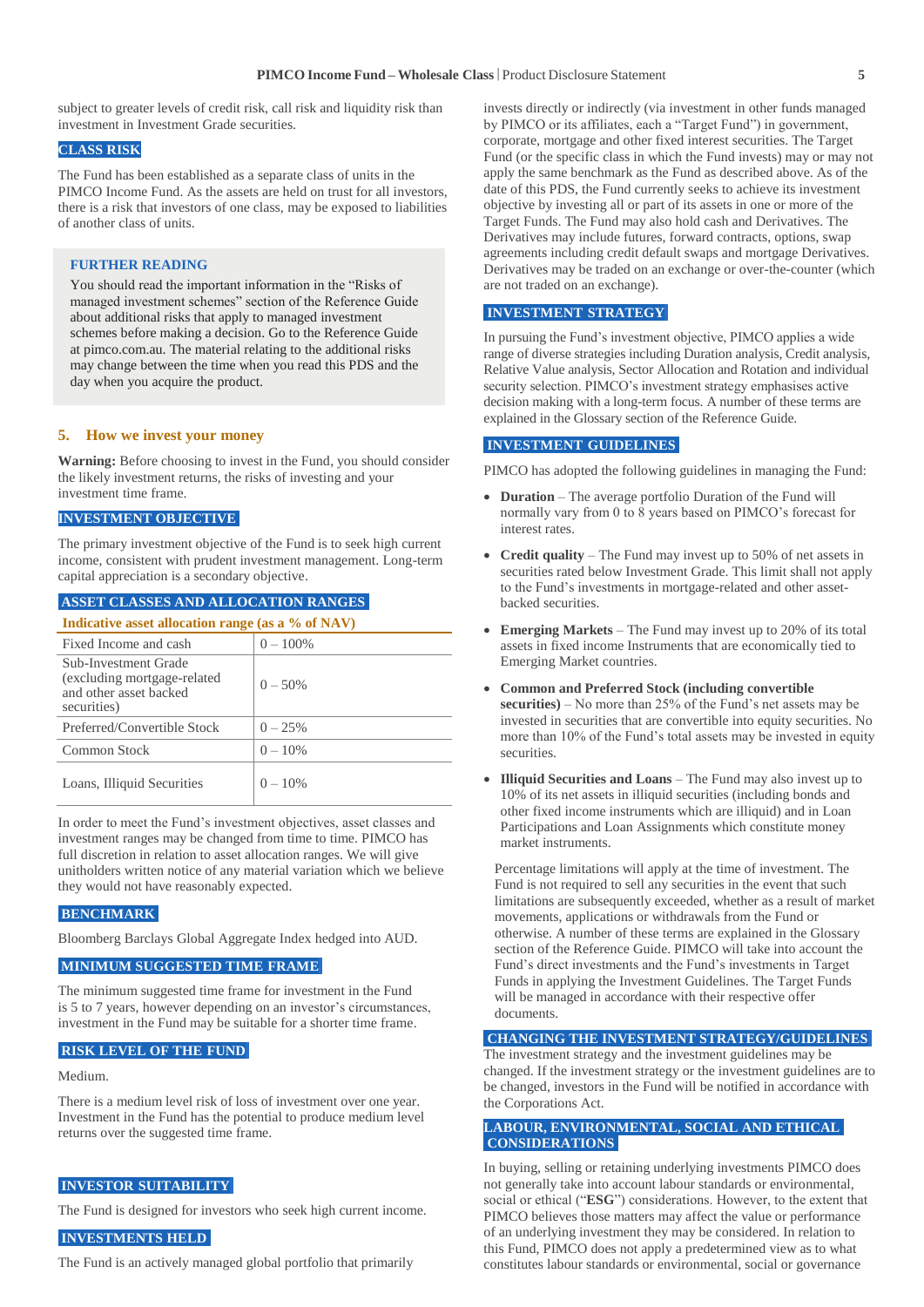subject to greater levels of credit risk, call risk and liquidity risk than investment in Investment Grade securities.

### CLASS RISK

The Fund has been established as a separate class of units in the PIMCO Income Fund. As the assets are held on trust for all investors, there is a risk that investors of one class, may be exposed to liabilities of another class of units.

> **FURTHER READING**
>
> You should read the important information in the "Risks of managed investment schemes" section of the Reference Guide about additional risks that apply to managed investment schemes before making a decision. Go to the Reference Guide at pimco.com.au. The material relating to the additional risks may change between the time when you read this PDS and the day when you acquire the product.

## 5. How we invest your money

**Warning:** Before choosing to invest in the Fund, you should consider the likely investment returns, the risks of investing and your investment time frame.

### INVESTMENT OBJECTIVE

The primary investment objective of the Fund is to seek high current income, consistent with prudent investment management. Long-term capital appreciation is a secondary objective.

### ASSET CLASSES AND ALLOCATION RANGES

**Indicative asset allocation range (as a % of NAV)**

| Asset class | Range |
|---|---|
| Fixed Income and cash | 0 – 100% |
| Sub-Investment Grade (excluding mortgage-related and other asset backed securities) | 0 – 50% |
| Preferred/Convertible Stock | 0 – 25% |
| Common Stock | 0 – 10% |
| Loans, Illiquid Securities | 0 – 10% |

In order to meet the Fund's investment objectives, asset classes and investment ranges may be changed from time to time. PIMCO has full discretion in relation to asset allocation ranges. We will give unitholders written notice of any material variation which we believe they would not have reasonably expected.

### BENCHMARK

Bloomberg Barclays Global Aggregate Index hedged into AUD.

### MINIMUM SUGGESTED TIME FRAME

The minimum suggested time frame for investment in the Fund is 5 to 7 years, however depending on an investor's circumstances, investment in the Fund may be suitable for a shorter time frame.

### RISK LEVEL OF THE FUND

Medium.

There is a medium level risk of loss of investment over one year. Investment in the Fund has the potential to produce medium level returns over the suggested time frame.

### INVESTOR SUITABILITY

The Fund is designed for investors who seek high current income.

### INVESTMENTS HELD

The Fund is an actively managed global portfolio that primarily invests directly or indirectly (via investment in other funds managed by PIMCO or its affiliates, each a "Target Fund") in government, corporate, mortgage and other fixed interest securities. The Target Fund (or the specific class in which the Fund invests) may or may not apply the same benchmark as the Fund as described above. As of the date of this PDS, the Fund currently seeks to achieve its investment objective by investing all or part of its assets in one or more of the Target Funds. The Fund may also hold cash and Derivatives. The Derivatives may include futures, forward contracts, options, swap agreements including credit default swaps and mortgage Derivatives. Derivatives may be traded on an exchange or over-the-counter (which are not traded on an exchange).

### INVESTMENT STRATEGY

In pursuing the Fund's investment objective, PIMCO applies a wide range of diverse strategies including Duration analysis, Credit analysis, Relative Value analysis, Sector Allocation and Rotation and individual security selection. PIMCO's investment strategy emphasises active decision making with a long-term focus. A number of these terms are explained in the Glossary section of the Reference Guide.

### INVESTMENT GUIDELINES

PIMCO has adopted the following guidelines in managing the Fund:

- **Duration** – The average portfolio Duration of the Fund will normally vary from 0 to 8 years based on PIMCO's forecast for interest rates.
- **Credit quality** – The Fund may invest up to 50% of net assets in securities rated below Investment Grade. This limit shall not apply to the Fund's investments in mortgage-related and other asset-backed securities.
- **Emerging Markets** – The Fund may invest up to 20% of its total assets in fixed income Instruments that are economically tied to Emerging Market countries.
- **Common and Preferred Stock (including convertible securities)** – No more than 25% of the Fund's net assets may be invested in securities that are convertible into equity securities. No more than 10% of the Fund's total assets may be invested in equity securities.
- **Illiquid Securities and Loans** – The Fund may also invest up to 10% of its net assets in illiquid securities (including bonds and other fixed income instruments which are illiquid) and in Loan Participations and Loan Assignments which constitute money market instruments.

Percentage limitations will apply at the time of investment. The Fund is not required to sell any securities in the event that such limitations are subsequently exceeded, whether as a result of market movements, applications or withdrawals from the Fund or otherwise. A number of these terms are explained in the Glossary section of the Reference Guide. PIMCO will take into account the Fund's direct investments and the Fund's investments in Target Funds in applying the Investment Guidelines. The Target Funds will be managed in accordance with their respective offer documents.

### CHANGING THE INVESTMENT STRATEGY/GUIDELINES

The investment strategy and the investment guidelines may be changed. If the investment strategy or the investment guidelines are to be changed, investors in the Fund will be notified in accordance with the Corporations Act.

### LABOUR, ENVIRONMENTAL, SOCIAL AND ETHICAL CONSIDERATIONS

In buying, selling or retaining underlying investments PIMCO does not generally take into account labour standards or environmental, social or ethical ("**ESG**") considerations. However, to the extent that PIMCO believes those matters may affect the value or performance of an underlying investment they may be considered. In relation to this Fund, PIMCO does not apply a predetermined view as to what constitutes labour standards or environmental, social or governance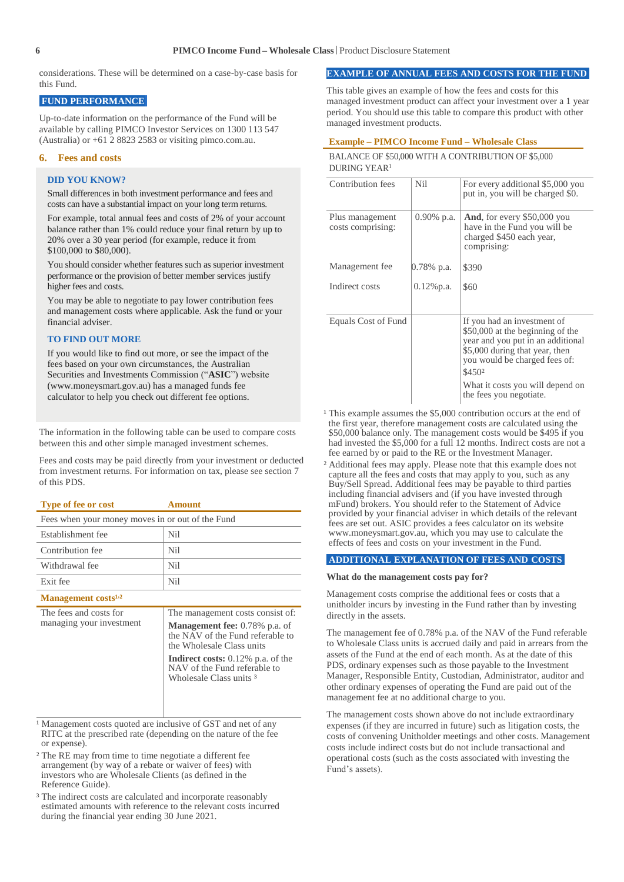considerations. These will be determined on a case-by-case basis for this Fund.

## FUND PERFORMANCE

Up-to-date information on the performance of the Fund will be available by calling PIMCO Investor Services on 1300 113 547 (Australia) or +61 2 8823 2583 or visiting pimco.com.au.

## 6. Fees and costs

### DID YOU KNOW?

Small differences in both investment performance and fees and costs can have a substantial impact on your long term returns.

For example, total annual fees and costs of 2% of your account balance rather than 1% could reduce your final return by up to 20% over a 30 year period (for example, reduce it from $100,000 to $80,000).

You should consider whether features such as superior investment performance or the provision of better member services justify higher fees and costs.

You may be able to negotiate to pay lower contribution fees and management costs where applicable. Ask the fund or your financial adviser.

### TO FIND OUT MORE

If you would like to find out more, or see the impact of the fees based on your own circumstances, the Australian Securities and Investments Commission ("**ASIC**") website (www.moneysmart.gov.au) has a managed funds fee calculator to help you check out different fee options.

The information in the following table can be used to compare costs between this and other simple managed investment schemes.

Fees and costs may be paid directly from your investment or deducted from investment returns. For information on tax, please see section 7 of this PDS.

| Type of fee or cost | Amount |
|---|---|
| Fees when your money moves in or out of the Fund | |
| Establishment fee | Nil |
| Contribution fee | Nil |
| Withdrawal fee | Nil |
| Exit fee | Nil |
| **Management costs[1,2]** | |
| The fees and costs for managing your investment | The management costs consist of: **Management fee:** 0.78% p.a. of the NAV of the Fund referable to the Wholesale Class units **Indirect costs:** 0.12% p.a. of the NAV of the Fund referable to Wholesale Class units [3] |

[1] Management costs quoted are inclusive of GST and net of any RITC at the prescribed rate (depending on the nature of the fee or expense).

[2] The RE may from time to time negotiate a different fee arrangement (by way of a rebate or waiver of fees) with investors who are Wholesale Clients (as defined in the Reference Guide).

[3] The indirect costs are calculated and incorporate reasonably estimated amounts with reference to the relevant costs incurred during the financial year ending 30 June 2021.

## EXAMPLE OF ANNUAL FEES AND COSTS FOR THE FUND

This table gives an example of how the fees and costs for this managed investment product can affect your investment over a 1 year period. You should use this table to compare this product with other managed investment products.

**Example – PIMCO Income Fund – Wholesale Class**

BALANCE OF $50,000 WITH A CONTRIBUTION OF $5,000 DURING YEAR[1]

| | | |
|---|---|---|
| Contribution fees | Nil | For every additional $5,000 you put in, you will be charged $0. |
| Plus management costs comprising: | 0.90% p.a. | **And**, for every $50,000 you have in the Fund you will be charged $450 each year, comprising: |
| Management fee | 0.78% p.a. | $390 |
| Indirect costs | 0.12%p.a. | $60 |
| Equals Cost of Fund | | If you had an investment of $50,000 at the beginning of the year and you put in an additional $5,000 during that year, then you would be charged fees of: $450[2] What it costs you will depend on the fees you negotiate. |

[1] This example assumes the $5,000 contribution occurs at the end of the first year, therefore management costs are calculated using the $50,000 balance only. The management costs would be $495 if you had invested the $5,000 for a full 12 months. Indirect costs are not a fee earned by or paid to the RE or the Investment Manager.

[2] Additional fees may apply. Please note that this example does not capture all the fees and costs that may apply to you, such as any Buy/Sell Spread. Additional fees may be payable to third parties including financial advisers and (if you have invested through mFund) brokers. You should refer to the Statement of Advice provided by your financial adviser in which details of the relevant fees are set out. ASIC provides a fees calculator on its website www.moneysmart.gov.au, which you may use to calculate the effects of fees and costs on your investment in the Fund.

## ADDITIONAL EXPLANATION OF FEES AND COSTS

**What do the management costs pay for?**

Management costs comprise the additional fees or costs that a unitholder incurs by investing in the Fund rather than by investing directly in the assets.

The management fee of 0.78% p.a. of the NAV of the Fund referable to Wholesale Class units is accrued daily and paid in arrears from the assets of the Fund at the end of each month. As at the date of this PDS, ordinary expenses such as those payable to the Investment Manager, Responsible Entity, Custodian, Administrator, auditor and other ordinary expenses of operating the Fund are paid out of the management fee at no additional charge to you.

The management costs shown above do not include extraordinary expenses (if they are incurred in future) such as litigation costs, the costs of convening Unitholder meetings and other costs. Management costs include indirect costs but do not include transactional and operational costs (such as the costs associated with investing the Fund's assets).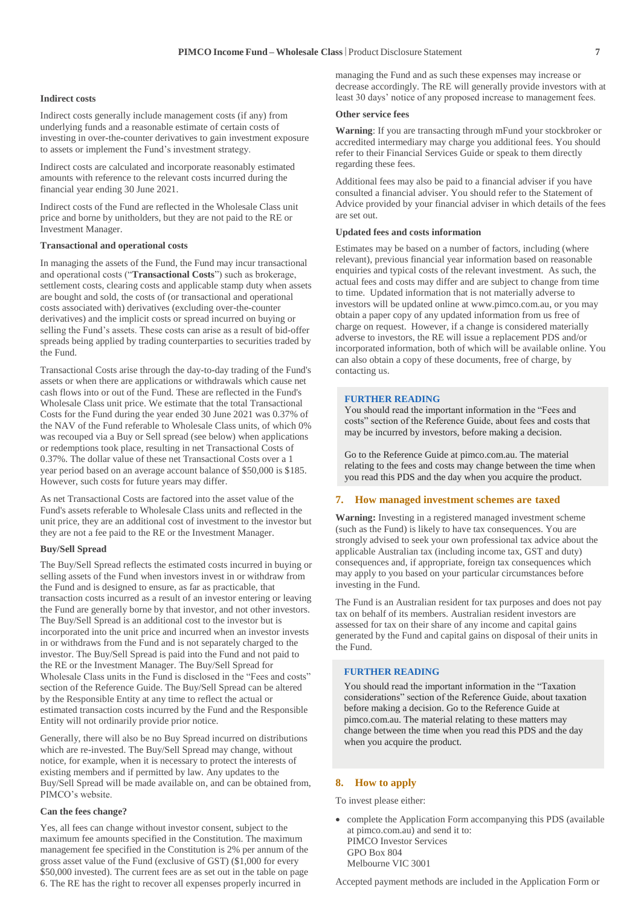### Indirect costs

Indirect costs generally include management costs (if any) from underlying funds and a reasonable estimate of certain costs of investing in over-the-counter derivatives to gain investment exposure to assets or implement the Fund's investment strategy.

Indirect costs are calculated and incorporate reasonably estimated amounts with reference to the relevant costs incurred during the financial year ending 30 June 2021.

Indirect costs of the Fund are reflected in the Wholesale Class unit price and borne by unitholders, but they are not paid to the RE or Investment Manager.

### Transactional and operational costs

In managing the assets of the Fund, the Fund may incur transactional and operational costs ("**Transactional Costs**") such as brokerage, settlement costs, clearing costs and applicable stamp duty when assets are bought and sold, the costs of (or transactional and operational costs associated with) derivatives (excluding over-the-counter derivatives) and the implicit costs or spread incurred on buying or selling the Fund's assets. These costs can arise as a result of bid-offer spreads being applied by trading counterparties to securities traded by the Fund.

Transactional Costs arise through the day-to-day trading of the Fund's assets or when there are applications or withdrawals which cause net cash flows into or out of the Fund. These are reflected in the Fund's Wholesale Class unit price. We estimate that the total Transactional Costs for the Fund during the year ended 30 June 2021 was 0.37% of the NAV of the Fund referable to Wholesale Class units, of which 0% was recouped via a Buy or Sell spread (see below) when applications or redemptions took place, resulting in net Transactional Costs of 0.37%. The dollar value of these net Transactional Costs over a 1 year period based on an average account balance of $50,000 is $185. However, such costs for future years may differ.

As net Transactional Costs are factored into the asset value of the Fund's assets referable to Wholesale Class units and reflected in the unit price, they are an additional cost of investment to the investor but they are not a fee paid to the RE or the Investment Manager.

### Buy/Sell Spread

The Buy/Sell Spread reflects the estimated costs incurred in buying or selling assets of the Fund when investors invest in or withdraw from the Fund and is designed to ensure, as far as practicable, that transaction costs incurred as a result of an investor entering or leaving the Fund are generally borne by that investor, and not other investors. The Buy/Sell Spread is an additional cost to the investor but is incorporated into the unit price and incurred when an investor invests in or withdraws from the Fund and is not separately charged to the investor. The Buy/Sell Spread is paid into the Fund and not paid to the RE or the Investment Manager. The Buy/Sell Spread for Wholesale Class units in the Fund is disclosed in the "Fees and costs" section of the Reference Guide. The Buy/Sell Spread can be altered by the Responsible Entity at any time to reflect the actual or estimated transaction costs incurred by the Fund and the Responsible Entity will not ordinarily provide prior notice.

Generally, there will also be no Buy Spread incurred on distributions which are re-invested. The Buy/Sell Spread may change, without notice, for example, when it is necessary to protect the interests of existing members and if permitted by law. Any updates to the Buy/Sell Spread will be made available on, and can be obtained from, PIMCO's website.

### Can the fees change?

Yes, all fees can change without investor consent, subject to the maximum fee amounts specified in the Constitution. The maximum management fee specified in the Constitution is 2% per annum of the gross asset value of the Fund (exclusive of GST) ($1,000 for every $50,000 invested). The current fees are as set out in the table on page 6. The RE has the right to recover all expenses properly incurred in managing the Fund and as such these expenses may increase or decrease accordingly. The RE will generally provide investors with at least 30 days' notice of any proposed increase to management fees.

### Other service fees

**Warning**: If you are transacting through mFund your stockbroker or accredited intermediary may charge you additional fees. You should refer to their Financial Services Guide or speak to them directly regarding these fees.

Additional fees may also be paid to a financial adviser if you have consulted a financial adviser. You should refer to the Statement of Advice provided by your financial adviser in which details of the fees are set out.

### Updated fees and costs information

Estimates may be based on a number of factors, including (where relevant), previous financial year information based on reasonable enquiries and typical costs of the relevant investment. As such, the actual fees and costs may differ and are subject to change from time to time. Updated information that is not materially adverse to investors will be updated online at www.pimco.com.au, or you may obtain a paper copy of any updated information from us free of charge on request. However, if a change is considered materially adverse to investors, the RE will issue a replacement PDS and/or incorporated information, both of which will be available online. You can also obtain a copy of these documents, free of charge, by contacting us.

**FURTHER READING**

You should read the important information in the "Fees and costs" section of the Reference Guide, about fees and costs that may be incurred by investors, before making a decision.

Go to the Reference Guide at pimco.com.au. The material relating to the fees and costs may change between the time when you read this PDS and the day when you acquire the product.

## 7. How managed investment schemes are taxed

**Warning:** Investing in a registered managed investment scheme (such as the Fund) is likely to have tax consequences. You are strongly advised to seek your own professional tax advice about the applicable Australian tax (including income tax, GST and duty) consequences and, if appropriate, foreign tax consequences which may apply to you based on your particular circumstances before investing in the Fund.

The Fund is an Australian resident for tax purposes and does not pay tax on behalf of its members. Australian resident investors are assessed for tax on their share of any income and capital gains generated by the Fund and capital gains on disposal of their units in the Fund.

**FURTHER READING**

You should read the important information in the "Taxation considerations" section of the Reference Guide, about taxation before making a decision. Go to the Reference Guide at pimco.com.au. The material relating to these matters may change between the time when you read this PDS and the day when you acquire the product.

## 8. How to apply

To invest please either:

- complete the Application Form accompanying this PDS (available at pimco.com.au) and send it to:
  PIMCO Investor Services
  GPO Box 804
  Melbourne VIC 3001

Accepted payment methods are included in the Application Form or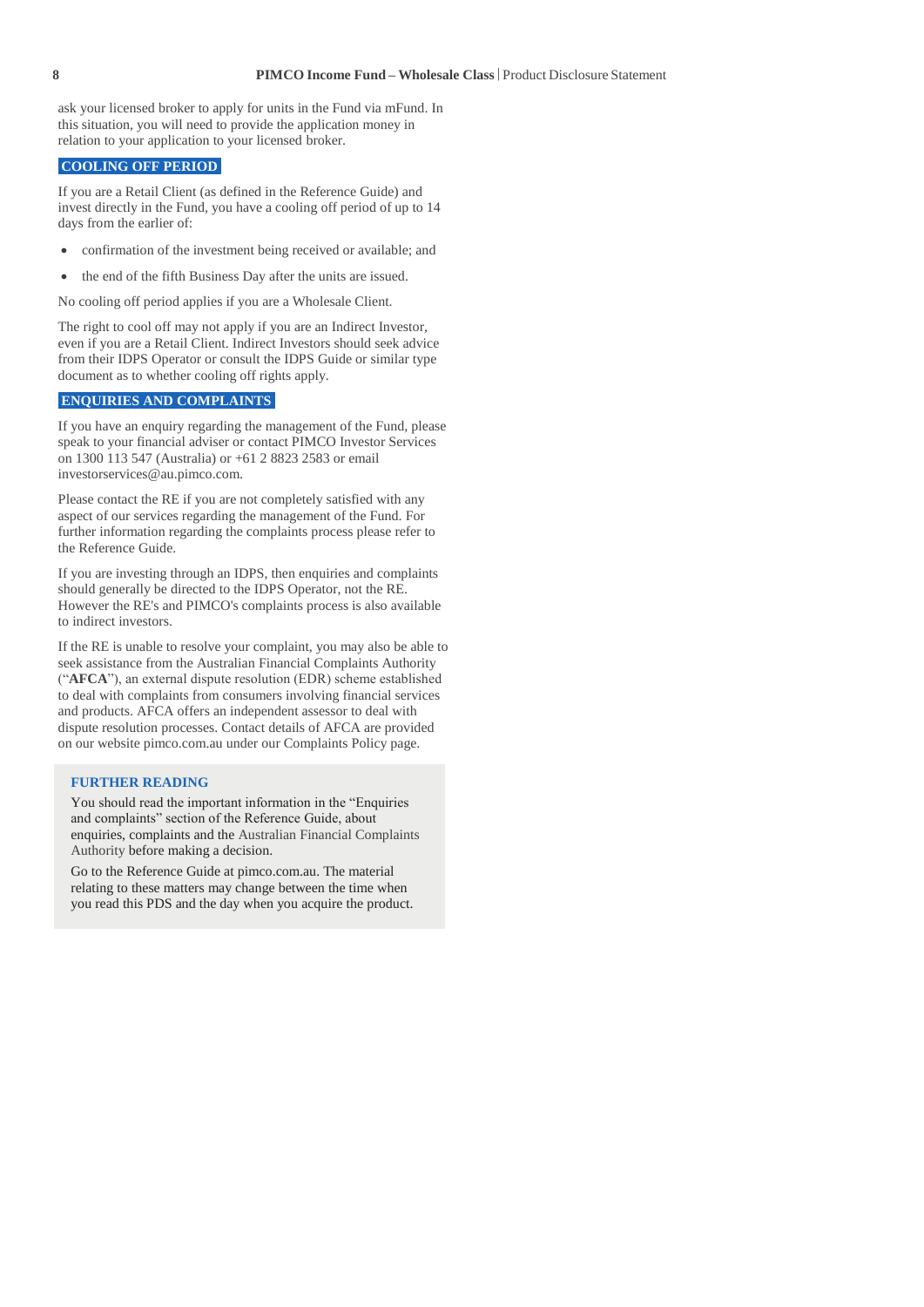ask your licensed broker to apply for units in the Fund via mFund. In this situation, you will need to provide the application money in relation to your application to your licensed broker.

## COOLING OFF PERIOD

If you are a Retail Client (as defined in the Reference Guide) and invest directly in the Fund, you have a cooling off period of up to 14 days from the earlier of:

- confirmation of the investment being received or available; and
- the end of the fifth Business Day after the units are issued.

No cooling off period applies if you are a Wholesale Client.

The right to cool off may not apply if you are an Indirect Investor, even if you are a Retail Client. Indirect Investors should seek advice from their IDPS Operator or consult the IDPS Guide or similar type document as to whether cooling off rights apply.

## ENQUIRIES AND COMPLAINTS

If you have an enquiry regarding the management of the Fund, please speak to your financial adviser or contact PIMCO Investor Services on 1300 113 547 (Australia) or +61 2 8823 2583 or email investorservices@au.pimco.com.

Please contact the RE if you are not completely satisfied with any aspect of our services regarding the management of the Fund. For further information regarding the complaints process please refer to the Reference Guide.

If you are investing through an IDPS, then enquiries and complaints should generally be directed to the IDPS Operator, not the RE. However the RE's and PIMCO's complaints process is also available to indirect investors.

If the RE is unable to resolve your complaint, you may also be able to seek assistance from the Australian Financial Complaints Authority ("**AFCA**"), an external dispute resolution (EDR) scheme established to deal with complaints from consumers involving financial services and products. AFCA offers an independent assessor to deal with dispute resolution processes. Contact details of AFCA are provided on our website pimco.com.au under our Complaints Policy page.

### FURTHER READING

You should read the important information in the "Enquiries and complaints" section of the Reference Guide, about enquiries, complaints and the Australian Financial Complaints Authority before making a decision.

Go to the Reference Guide at pimco.com.au. The material relating to these matters may change between the time when you read this PDS and the day when you acquire the product.